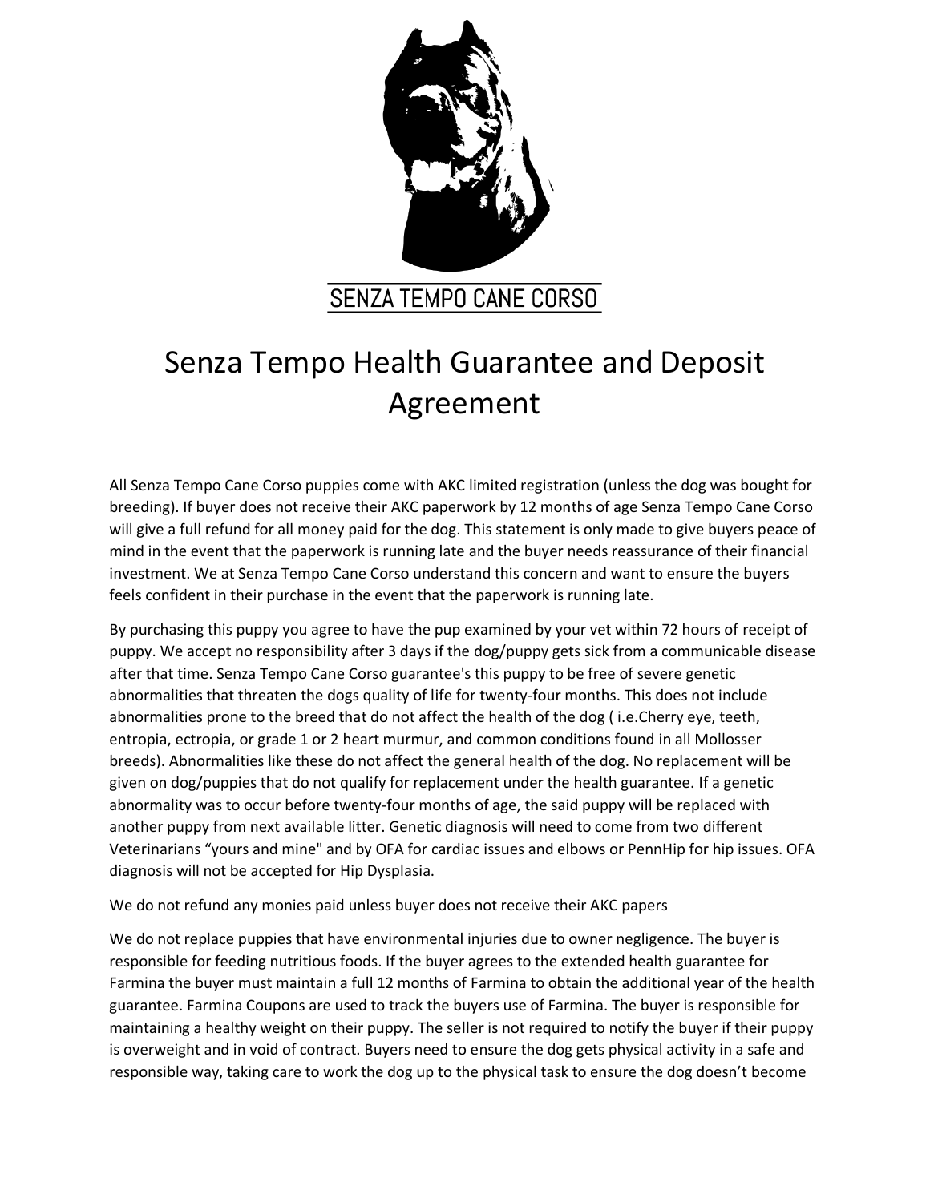SENZA TEMPO CANE CORSO

# Senza Tempo Health Guarantee and Deposit Agreement

All Senza Tempo Cane Corso puppies come with AKC limited registration (unless the dog was bought for breeding). If buyer does not receive their AKC paperwork by 12 months of age Senza Tempo Cane Corso will give a full refund for all money paid for the dog. This statement is only made to give buyers peace of mind in the event that the paperwork is running late and the buyer needs reassurance of their financial investment. We at Senza Tempo Cane Corso understand this concern and want to ensure the buyers feels confident in their purchase in the event that the paperwork is running late.

By purchasing this puppy you agree to have the pup examined by your vet within 72 hours of receipt of puppy. We accept no responsibility after 3 days if the dog/puppy gets sick from a communicable disease after that time. Senza Tempo Cane Corso guarantee's this puppy to be free of severe genetic abnormalities that threaten the dogs quality of life for twenty-four months. This does not include abnormalities prone to the breed that do not affect the health of the dog ( i.e.Cherry eye, teeth, entropia, ectropia, or grade 1 or 2 heart murmur, and common conditions found in all Mollosser breeds). Abnormalities like these do not affect the general health of the dog. No replacement will be given on dog/puppies that do not qualify for replacement under the health guarantee. If a genetic abnormality was to occur before twenty-four months of age, the said puppy will be replaced with another puppy from next available litter. Genetic diagnosis will need to come from two different Veterinarians "yours and mine" and by OFA for cardiac issues and elbows or PennHip for hip issues. OFA diagnosis will not be accepted for Hip Dysplasia.

We do not refund any monies paid unless buyer does not receive their AKC papers

We do not replace puppies that have environmental injuries due to owner negligence. The buyer is responsible for feeding nutritious foods. If the buyer agrees to the extended health guarantee for Farmina the buyer must maintain a full 12 months of Farmina to obtain the additional year of the health guarantee. Farmina Coupons are used to track the buyers use of Farmina. The buyer is responsible for maintaining a healthy weight on their puppy. The seller is not required to notify the buyer if their puppy is overweight and in void of contract. Buyers need to ensure the dog gets physical activity in a safe and responsible way, taking care to work the dog up to the physical task to ensure the dog doesn't become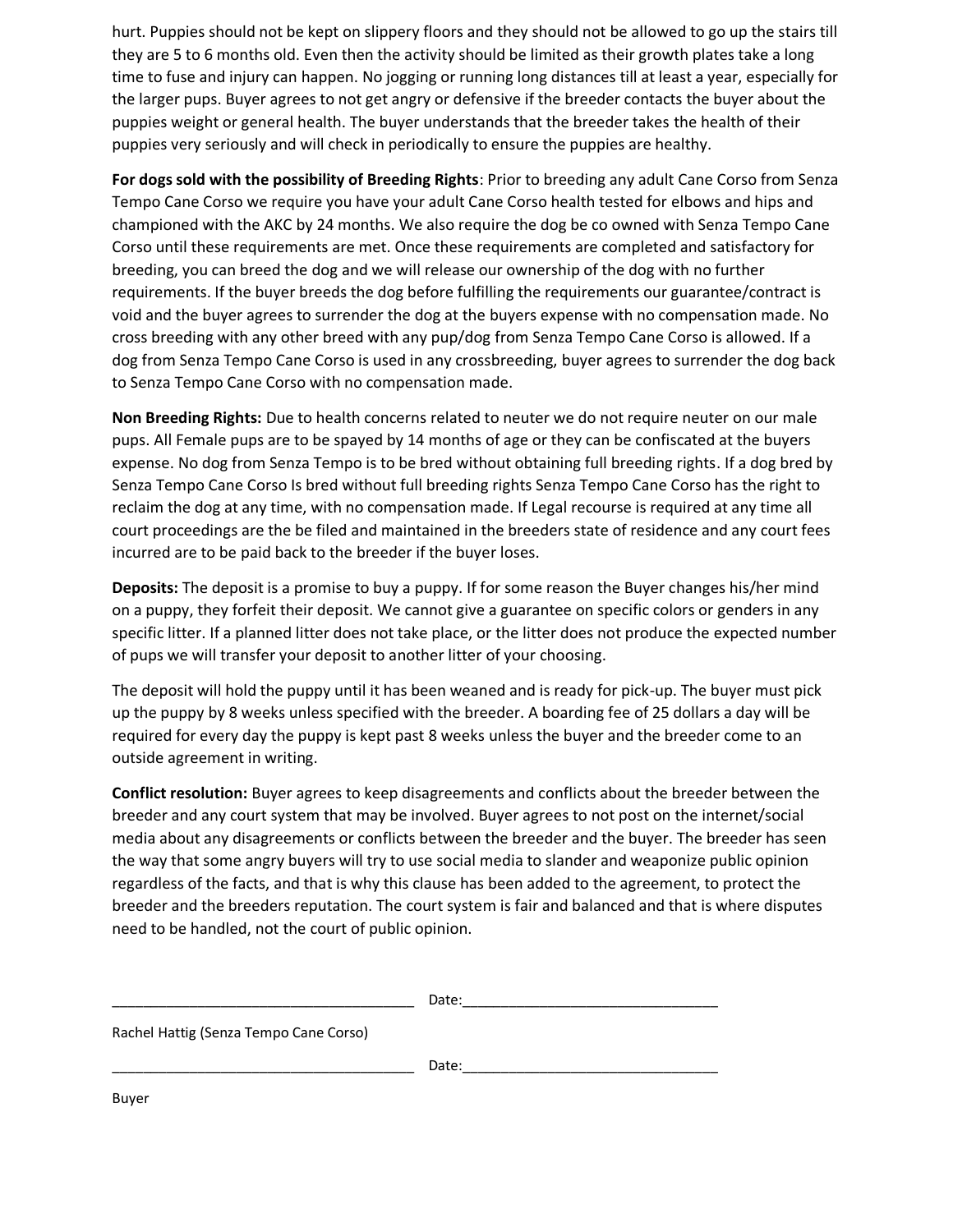hurt. Puppies should not be kept on slippery floors and they should not be allowed to go up the stairs till they are 5 to 6 months old. Even then the activity should be limited as their growth plates take a long time to fuse and injury can happen. No jogging or running long distances till at least a year, especially for the larger pups. Buyer agrees to not get angry or defensive if the breeder contacts the buyer about the puppies weight or general health. The buyer understands that the breeder takes the health of their puppies very seriously and will check in periodically to ensure the puppies are healthy.

**For dogs sold with the possibility of Breeding Rights**: Prior to breeding any adult Cane Corso from Senza Tempo Cane Corso we require you have your adult Cane Corso health tested for elbows and hips and championed with the AKC by 24 months. We also require the dog be co owned with Senza Tempo Cane Corso until these requirements are met. Once these requirements are completed and satisfactory for breeding, you can breed the dog and we will release our ownership of the dog with no further requirements. If the buyer breeds the dog before fulfilling the requirements our guarantee/contract is void and the buyer agrees to surrender the dog at the buyers expense with no compensation made. No cross breeding with any other breed with any pup/dog from Senza Tempo Cane Corso is allowed. If a dog from Senza Tempo Cane Corso is used in any crossbreeding, buyer agrees to surrender the dog back to Senza Tempo Cane Corso with no compensation made.

**Non Breeding Rights:** Due to health concerns related to neuter we do not require neuter on our male pups. All Female pups are to be spayed by 14 months of age or they can be confiscated at the buyers expense. No dog from Senza Tempo is to be bred without obtaining full breeding rights. If a dog bred by Senza Tempo Cane Corso Is bred without full breeding rights Senza Tempo Cane Corso has the right to reclaim the dog at any time, with no compensation made. If Legal recourse is required at any time all court proceedings are the be filed and maintained in the breeders state of residence and any court fees incurred are to be paid back to the breeder if the buyer loses.

**Deposits:** The deposit is a promise to buy a puppy. If for some reason the Buyer changes his/her mind on a puppy, they forfeit their deposit. We cannot give a guarantee on specific colors or genders in any specific litter. If a planned litter does not take place, or the litter does not produce the expected number of pups we will transfer your deposit to another litter of your choosing.

The deposit will hold the puppy until it has been weaned and is ready for pick-up. The buyer must pick up the puppy by 8 weeks unless specified with the breeder. A boarding fee of 25 dollars a day will be required for every day the puppy is kept past 8 weeks unless the buyer and the breeder come to an outside agreement in writing.

**Conflict resolution:** Buyer agrees to keep disagreements and conflicts about the breeder between the breeder and any court system that may be involved. Buyer agrees to not post on the internet/social media about any disagreements or conflicts between the breeder and the buyer. The breeder has seen the way that some angry buyers will try to use social media to slander and weaponize public opinion regardless of the facts, and that is why this clause has been added to the agreement, to protect the breeder and the breeders reputation. The court system is fair and balanced and that is where disputes need to be handled, not the court of public opinion.

_______________________________________ Date:_________________________________

Rachel Hattig (Senza Tempo Cane Corso)

_______________________________________ Date:_________________________________

Buyer